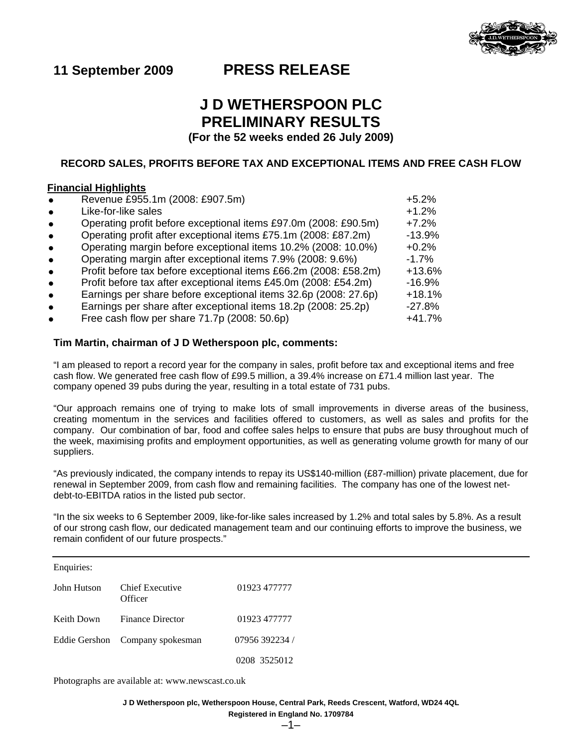**11 September 2009** **PRESS RELEASE**

# J D WETHERSPOON PLC
# PRELIMINARY RESULTS

**(For the 52 weeks ended 26 July 2009)**

### RECORD SALES, PROFITS BEFORE TAX AND EXCEPTIONAL ITEMS AND FREE CASH FLOW

**Financial Highlights**

| | |
|---|---|
| ● Revenue £955.1m (2008: £907.5m) | +5.2% |
| ● Like-for-like sales | +1.2% |
| ● Operating profit before exceptional items £97.0m (2008: £90.5m) | +7.2% |
| ● Operating profit after exceptional items £75.1m (2008: £87.2m) | -13.9% |
| ● Operating margin before exceptional items 10.2% (2008: 10.0%) | +0.2% |
| ● Operating margin after exceptional items 7.9% (2008: 9.6%) | -1.7% |
| ● Profit before tax before exceptional items £66.2m (2008: £58.2m) | +13.6% |
| ● Profit before tax after exceptional items £45.0m (2008: £54.2m) | -16.9% |
| ● Earnings per share before exceptional items 32.6p (2008: 27.6p) | +18.1% |
| ● Earnings per share after exceptional items 18.2p (2008: 25.2p) | -27.8% |
| ● Free cash flow per share 71.7p (2008: 50.6p) | +41.7% |

**Tim Martin, chairman of J D Wetherspoon plc, comments:**

"I am pleased to report a record year for the company in sales, profit before tax and exceptional items and free cash flow. We generated free cash flow of £99.5 million, a 39.4% increase on £71.4 million last year. The company opened 39 pubs during the year, resulting in a total estate of 731 pubs.

"Our approach remains one of trying to make lots of small improvements in diverse areas of the business, creating momentum in the services and facilities offered to customers, as well as sales and profits for the company. Our combination of bar, food and coffee sales helps to ensure that pubs are busy throughout much of the week, maximising profits and employment opportunities, as well as generating volume growth for many of our suppliers.

"As previously indicated, the company intends to repay its US$140-million (£87-million) private placement, due for renewal in September 2009, from cash flow and remaining facilities. The company has one of the lowest net-debt-to-EBITDA ratios in the listed pub sector.

"In the six weeks to 6 September 2009, like-for-like sales increased by 1.2% and total sales by 5.8%. As a result of our strong cash flow, our dedicated management team and our continuing efforts to improve the business, we remain confident of our future prospects."

---

Enquiries:

| | | |
|---|---|---|
| John Hutson | Chief Executive Officer | 01923 477777 |
| Keith Down | Finance Director | 01923 477777 |
| Eddie Gershon | Company spokesman | 07956 392234 / 0208 3525012 |

Photographs are available at: www.newscast.co.uk

**J D Wetherspoon plc, Wetherspoon House, Central Park, Reeds Crescent, Watford, WD24 4QL**
**Registered in England No. 1709784**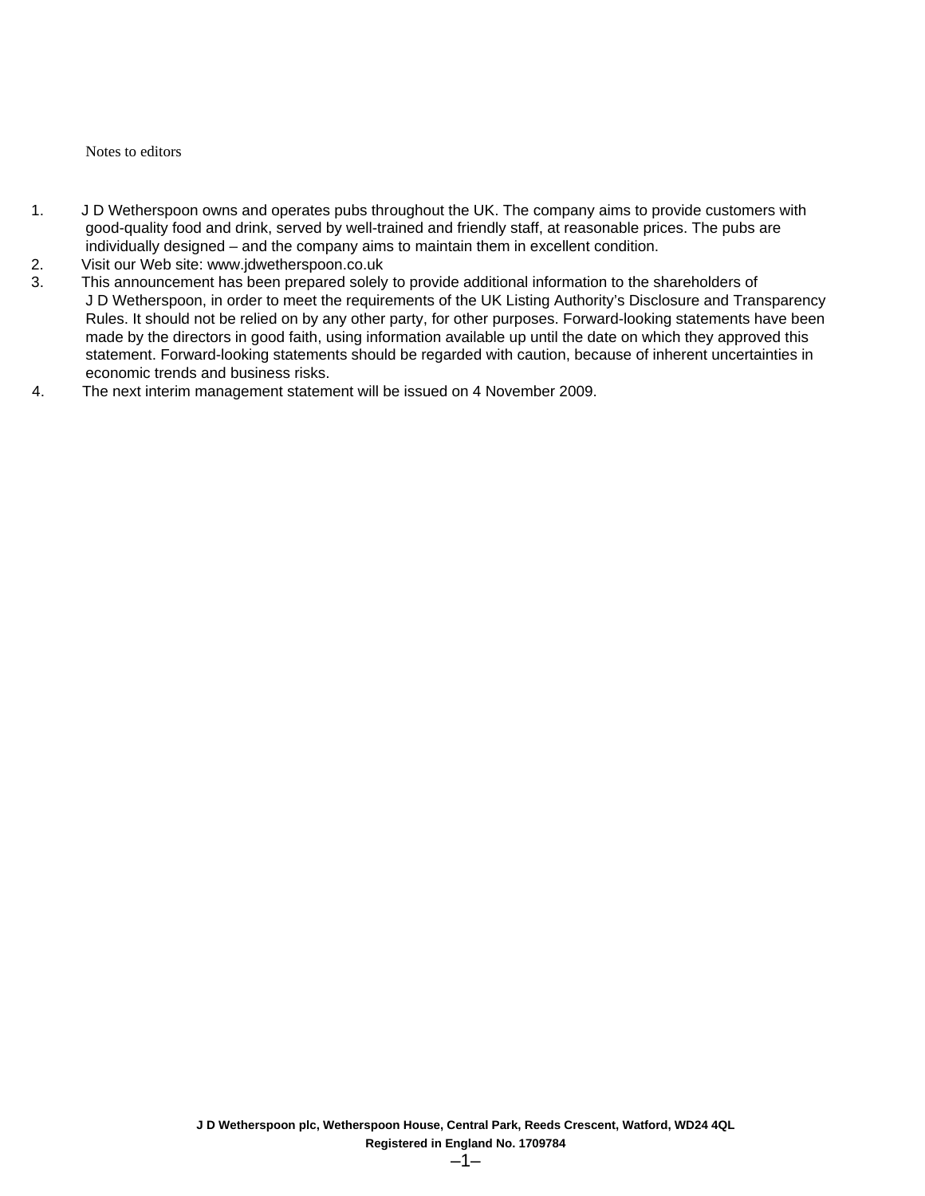Notes to editors

1. J D Wetherspoon owns and operates pubs throughout the UK. The company aims to provide customers with good-quality food and drink, served by well-trained and friendly staff, at reasonable prices. The pubs are individually designed – and the company aims to maintain them in excellent condition.
2. Visit our Web site: www.jdwetherspoon.co.uk
3. This announcement has been prepared solely to provide additional information to the shareholders of J D Wetherspoon, in order to meet the requirements of the UK Listing Authority's Disclosure and Transparency Rules. It should not be relied on by any other party, for other purposes. Forward-looking statements have been made by the directors in good faith, using information available up until the date on which they approved this statement. Forward-looking statements should be regarded with caution, because of inherent uncertainties in economic trends and business risks.
4. The next interim management statement will be issued on 4 November 2009.

**J D Wetherspoon plc, Wetherspoon House, Central Park, Reeds Crescent, Watford, WD24 4QL**
**Registered in England No. 1709784**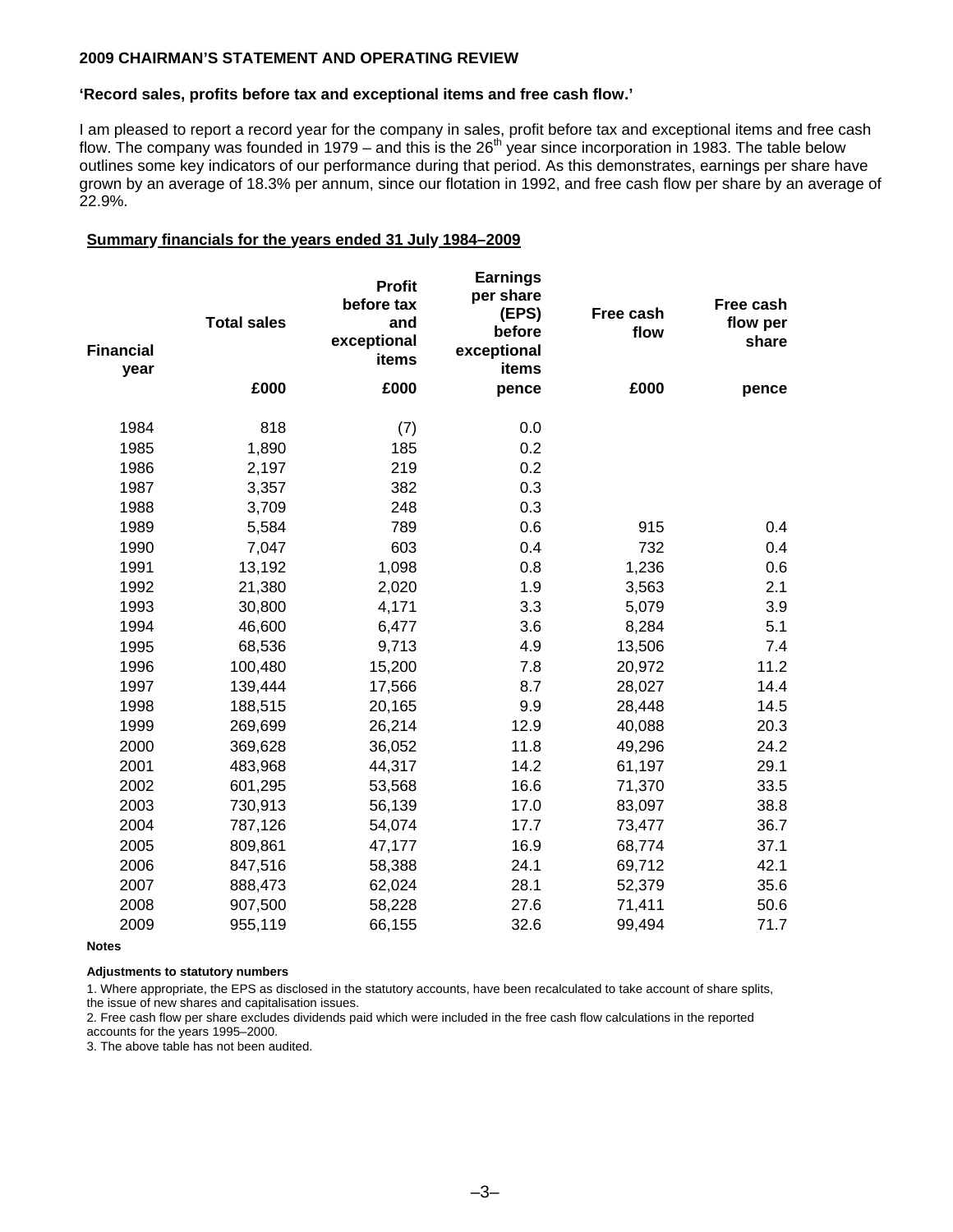**2009 CHAIRMAN'S STATEMENT AND OPERATING REVIEW**

**'Record sales, profits before tax and exceptional items and free cash flow.'**

I am pleased to report a record year for the company in sales, profit before tax and exceptional items and free cash flow. The company was founded in 1979 – and this is the 26th year since incorporation in 1983. The table below outlines some key indicators of our performance during that period. As this demonstrates, earnings per share have grown by an average of 18.3% per annum, since our flotation in 1992, and free cash flow per share by an average of 22.9%.

**Summary financials for the years ended 31 July 1984–2009**

| Financial year | Total sales | Profit before tax and exceptional items | Earnings per share (EPS) before exceptional items | Free cash flow | Free cash flow per share |
|---|---|---|---|---|---|
| | £000 | £000 | pence | £000 | pence |
| 1984 | 818 | (7) | 0.0 | | |
| 1985 | 1,890 | 185 | 0.2 | | |
| 1986 | 2,197 | 219 | 0.2 | | |
| 1987 | 3,357 | 382 | 0.3 | | |
| 1988 | 3,709 | 248 | 0.3 | | |
| 1989 | 5,584 | 789 | 0.6 | 915 | 0.4 |
| 1990 | 7,047 | 603 | 0.4 | 732 | 0.4 |
| 1991 | 13,192 | 1,098 | 0.8 | 1,236 | 0.6 |
| 1992 | 21,380 | 2,020 | 1.9 | 3,563 | 2.1 |
| 1993 | 30,800 | 4,171 | 3.3 | 5,079 | 3.9 |
| 1994 | 46,600 | 6,477 | 3.6 | 8,284 | 5.1 |
| 1995 | 68,536 | 9,713 | 4.9 | 13,506 | 7.4 |
| 1996 | 100,480 | 15,200 | 7.8 | 20,972 | 11.2 |
| 1997 | 139,444 | 17,566 | 8.7 | 28,027 | 14.4 |
| 1998 | 188,515 | 20,165 | 9.9 | 28,448 | 14.5 |
| 1999 | 269,699 | 26,214 | 12.9 | 40,088 | 20.3 |
| 2000 | 369,628 | 36,052 | 11.8 | 49,296 | 24.2 |
| 2001 | 483,968 | 44,317 | 14.2 | 61,197 | 29.1 |
| 2002 | 601,295 | 53,568 | 16.6 | 71,370 | 33.5 |
| 2003 | 730,913 | 56,139 | 17.0 | 83,097 | 38.8 |
| 2004 | 787,126 | 54,074 | 17.7 | 73,477 | 36.7 |
| 2005 | 809,861 | 47,177 | 16.9 | 68,774 | 37.1 |
| 2006 | 847,516 | 58,388 | 24.1 | 69,712 | 42.1 |
| 2007 | 888,473 | 62,024 | 28.1 | 52,379 | 35.6 |
| 2008 | 907,500 | 58,228 | 27.6 | 71,411 | 50.6 |
| 2009 | 955,119 | 66,155 | 32.6 | 99,494 | 71.7 |

**Notes**

**Adjustments to statutory numbers**

1. Where appropriate, the EPS as disclosed in the statutory accounts, have been recalculated to take account of share splits, the issue of new shares and capitalisation issues.
2. Free cash flow per share excludes dividends paid which were included in the free cash flow calculations in the reported accounts for the years 1995–2000.
3. The above table has not been audited.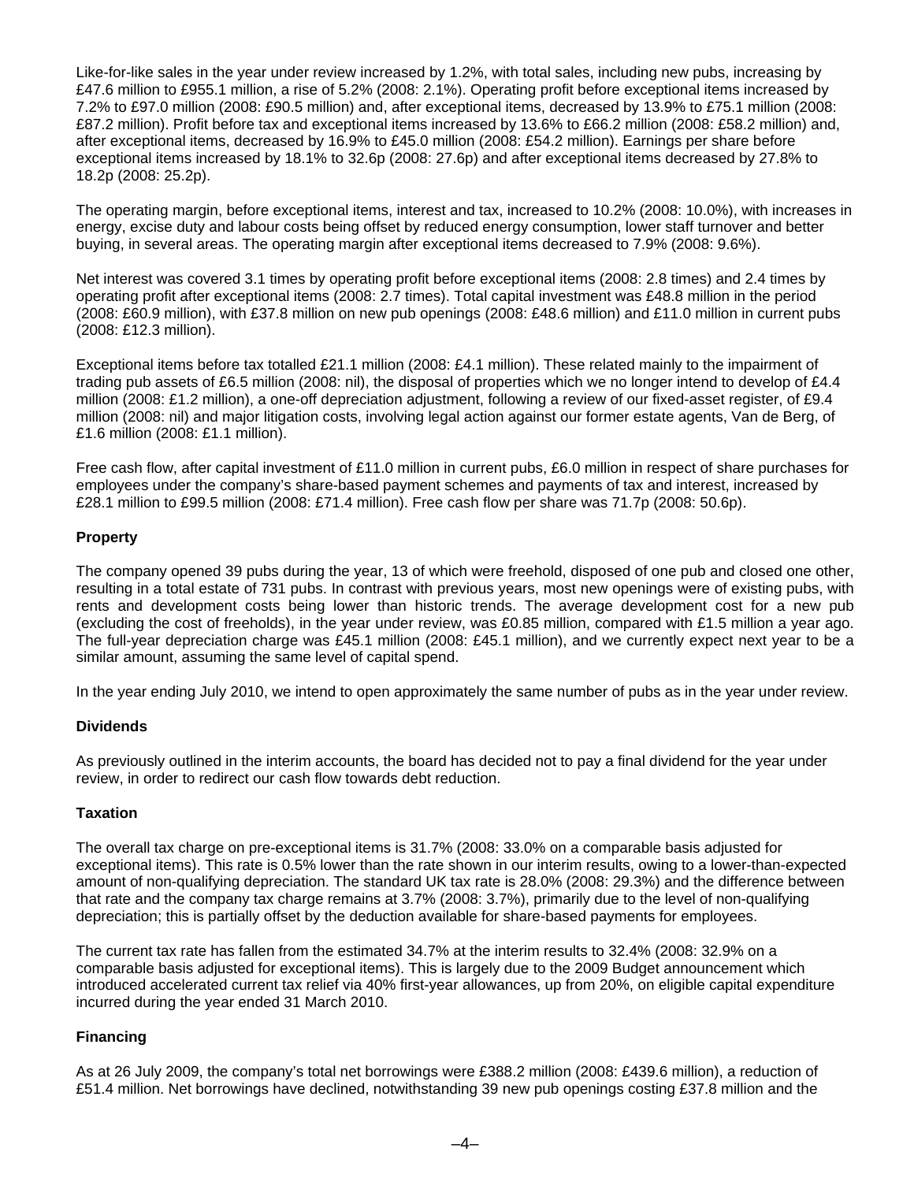Like-for-like sales in the year under review increased by 1.2%, with total sales, including new pubs, increasing by £47.6 million to £955.1 million, a rise of 5.2% (2008: 2.1%). Operating profit before exceptional items increased by 7.2% to £97.0 million (2008: £90.5 million) and, after exceptional items, decreased by 13.9% to £75.1 million (2008: £87.2 million). Profit before tax and exceptional items increased by 13.6% to £66.2 million (2008: £58.2 million) and, after exceptional items, decreased by 16.9% to £45.0 million (2008: £54.2 million). Earnings per share before exceptional items increased by 18.1% to 32.6p (2008: 27.6p) and after exceptional items decreased by 27.8% to 18.2p (2008: 25.2p).

The operating margin, before exceptional items, interest and tax, increased to 10.2% (2008: 10.0%), with increases in energy, excise duty and labour costs being offset by reduced energy consumption, lower staff turnover and better buying, in several areas. The operating margin after exceptional items decreased to 7.9% (2008: 9.6%).

Net interest was covered 3.1 times by operating profit before exceptional items (2008: 2.8 times) and 2.4 times by operating profit after exceptional items (2008: 2.7 times). Total capital investment was £48.8 million in the period (2008: £60.9 million), with £37.8 million on new pub openings (2008: £48.6 million) and £11.0 million in current pubs (2008: £12.3 million).

Exceptional items before tax totalled £21.1 million (2008: £4.1 million). These related mainly to the impairment of trading pub assets of £6.5 million (2008: nil), the disposal of properties which we no longer intend to develop of £4.4 million (2008: £1.2 million), a one-off depreciation adjustment, following a review of our fixed-asset register, of £9.4 million (2008: nil) and major litigation costs, involving legal action against our former estate agents, Van de Berg, of £1.6 million (2008: £1.1 million).

Free cash flow, after capital investment of £11.0 million in current pubs, £6.0 million in respect of share purchases for employees under the company's share-based payment schemes and payments of tax and interest, increased by £28.1 million to £99.5 million (2008: £71.4 million). Free cash flow per share was 71.7p (2008: 50.6p).

**Property**

The company opened 39 pubs during the year, 13 of which were freehold, disposed of one pub and closed one other, resulting in a total estate of 731 pubs. In contrast with previous years, most new openings were of existing pubs, with rents and development costs being lower than historic trends. The average development cost for a new pub (excluding the cost of freeholds), in the year under review, was £0.85 million, compared with £1.5 million a year ago. The full-year depreciation charge was £45.1 million (2008: £45.1 million), and we currently expect next year to be a similar amount, assuming the same level of capital spend.

In the year ending July 2010, we intend to open approximately the same number of pubs as in the year under review.

**Dividends**

As previously outlined in the interim accounts, the board has decided not to pay a final dividend for the year under review, in order to redirect our cash flow towards debt reduction.

**Taxation**

The overall tax charge on pre-exceptional items is 31.7% (2008: 33.0% on a comparable basis adjusted for exceptional items). This rate is 0.5% lower than the rate shown in our interim results, owing to a lower-than-expected amount of non-qualifying depreciation. The standard UK tax rate is 28.0% (2008: 29.3%) and the difference between that rate and the company tax charge remains at 3.7% (2008: 3.7%), primarily due to the level of non-qualifying depreciation; this is partially offset by the deduction available for share-based payments for employees.

The current tax rate has fallen from the estimated 34.7% at the interim results to 32.4% (2008: 32.9% on a comparable basis adjusted for exceptional items). This is largely due to the 2009 Budget announcement which introduced accelerated current tax relief via 40% first-year allowances, up from 20%, on eligible capital expenditure incurred during the year ended 31 March 2010.

**Financing**

As at 26 July 2009, the company's total net borrowings were £388.2 million (2008: £439.6 million), a reduction of £51.4 million. Net borrowings have declined, notwithstanding 39 new pub openings costing £37.8 million and the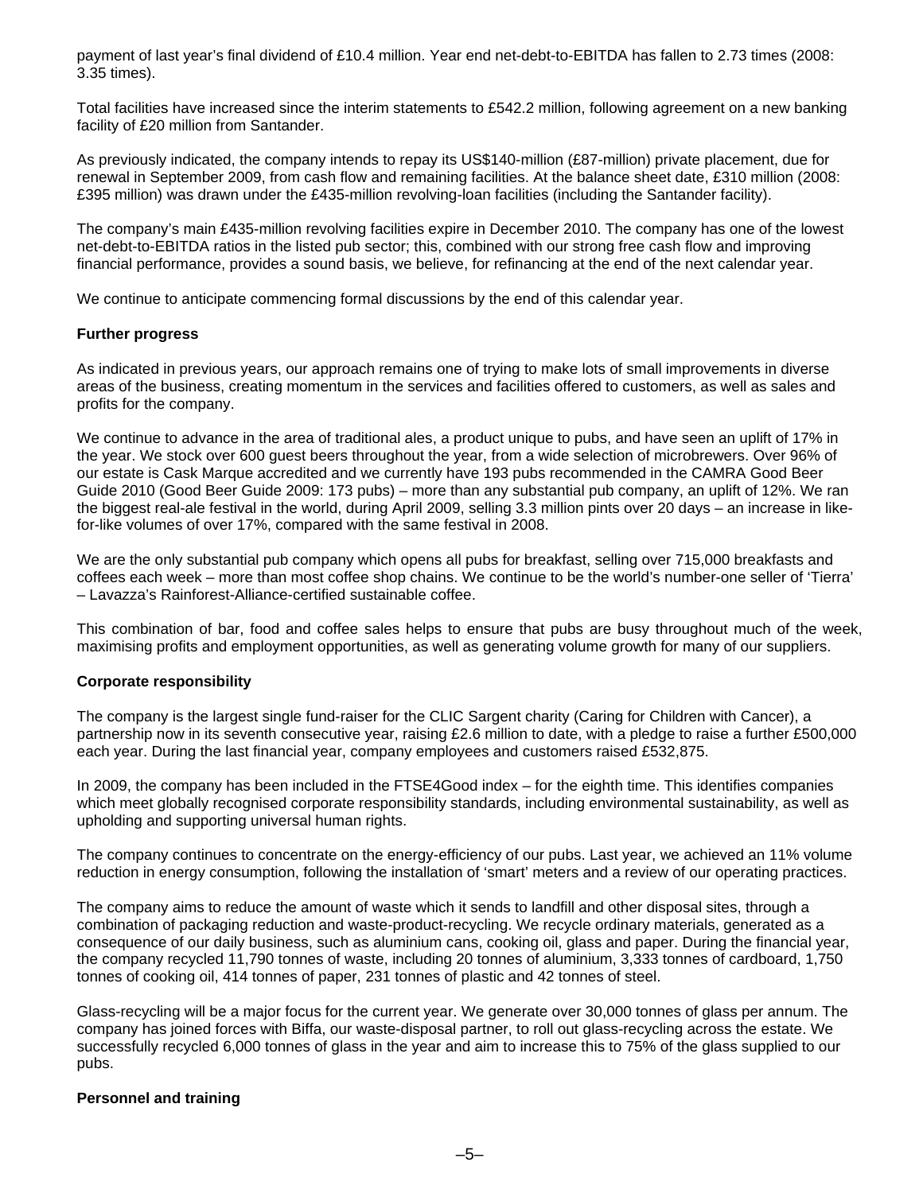payment of last year's final dividend of £10.4 million. Year end net-debt-to-EBITDA has fallen to 2.73 times (2008: 3.35 times).

Total facilities have increased since the interim statements to £542.2 million, following agreement on a new banking facility of £20 million from Santander.

As previously indicated, the company intends to repay its US$140-million (£87-million) private placement, due for renewal in September 2009, from cash flow and remaining facilities. At the balance sheet date, £310 million (2008: £395 million) was drawn under the £435-million revolving-loan facilities (including the Santander facility).

The company's main £435-million revolving facilities expire in December 2010. The company has one of the lowest net-debt-to-EBITDA ratios in the listed pub sector; this, combined with our strong free cash flow and improving financial performance, provides a sound basis, we believe, for refinancing at the end of the next calendar year.

We continue to anticipate commencing formal discussions by the end of this calendar year.

**Further progress**

As indicated in previous years, our approach remains one of trying to make lots of small improvements in diverse areas of the business, creating momentum in the services and facilities offered to customers, as well as sales and profits for the company.

We continue to advance in the area of traditional ales, a product unique to pubs, and have seen an uplift of 17% in the year. We stock over 600 guest beers throughout the year, from a wide selection of microbrewers. Over 96% of our estate is Cask Marque accredited and we currently have 193 pubs recommended in the CAMRA Good Beer Guide 2010 (Good Beer Guide 2009: 173 pubs) – more than any substantial pub company, an uplift of 12%. We ran the biggest real-ale festival in the world, during April 2009, selling 3.3 million pints over 20 days – an increase in like-for-like volumes of over 17%, compared with the same festival in 2008.

We are the only substantial pub company which opens all pubs for breakfast, selling over 715,000 breakfasts and coffees each week – more than most coffee shop chains. We continue to be the world's number-one seller of 'Tierra' – Lavazza's Rainforest-Alliance-certified sustainable coffee.

This combination of bar, food and coffee sales helps to ensure that pubs are busy throughout much of the week, maximising profits and employment opportunities, as well as generating volume growth for many of our suppliers.

**Corporate responsibility**

The company is the largest single fund-raiser for the CLIC Sargent charity (Caring for Children with Cancer), a partnership now in its seventh consecutive year, raising £2.6 million to date, with a pledge to raise a further £500,000 each year. During the last financial year, company employees and customers raised £532,875.

In 2009, the company has been included in the FTSE4Good index – for the eighth time. This identifies companies which meet globally recognised corporate responsibility standards, including environmental sustainability, as well as upholding and supporting universal human rights.

The company continues to concentrate on the energy-efficiency of our pubs. Last year, we achieved an 11% volume reduction in energy consumption, following the installation of 'smart' meters and a review of our operating practices.

The company aims to reduce the amount of waste which it sends to landfill and other disposal sites, through a combination of packaging reduction and waste-product-recycling. We recycle ordinary materials, generated as a consequence of our daily business, such as aluminium cans, cooking oil, glass and paper. During the financial year, the company recycled 11,790 tonnes of waste, including 20 tonnes of aluminium, 3,333 tonnes of cardboard, 1,750 tonnes of cooking oil, 414 tonnes of paper, 231 tonnes of plastic and 42 tonnes of steel.

Glass-recycling will be a major focus for the current year. We generate over 30,000 tonnes of glass per annum. The company has joined forces with Biffa, our waste-disposal partner, to roll out glass-recycling across the estate. We successfully recycled 6,000 tonnes of glass in the year and aim to increase this to 75% of the glass supplied to our pubs.

**Personnel and training**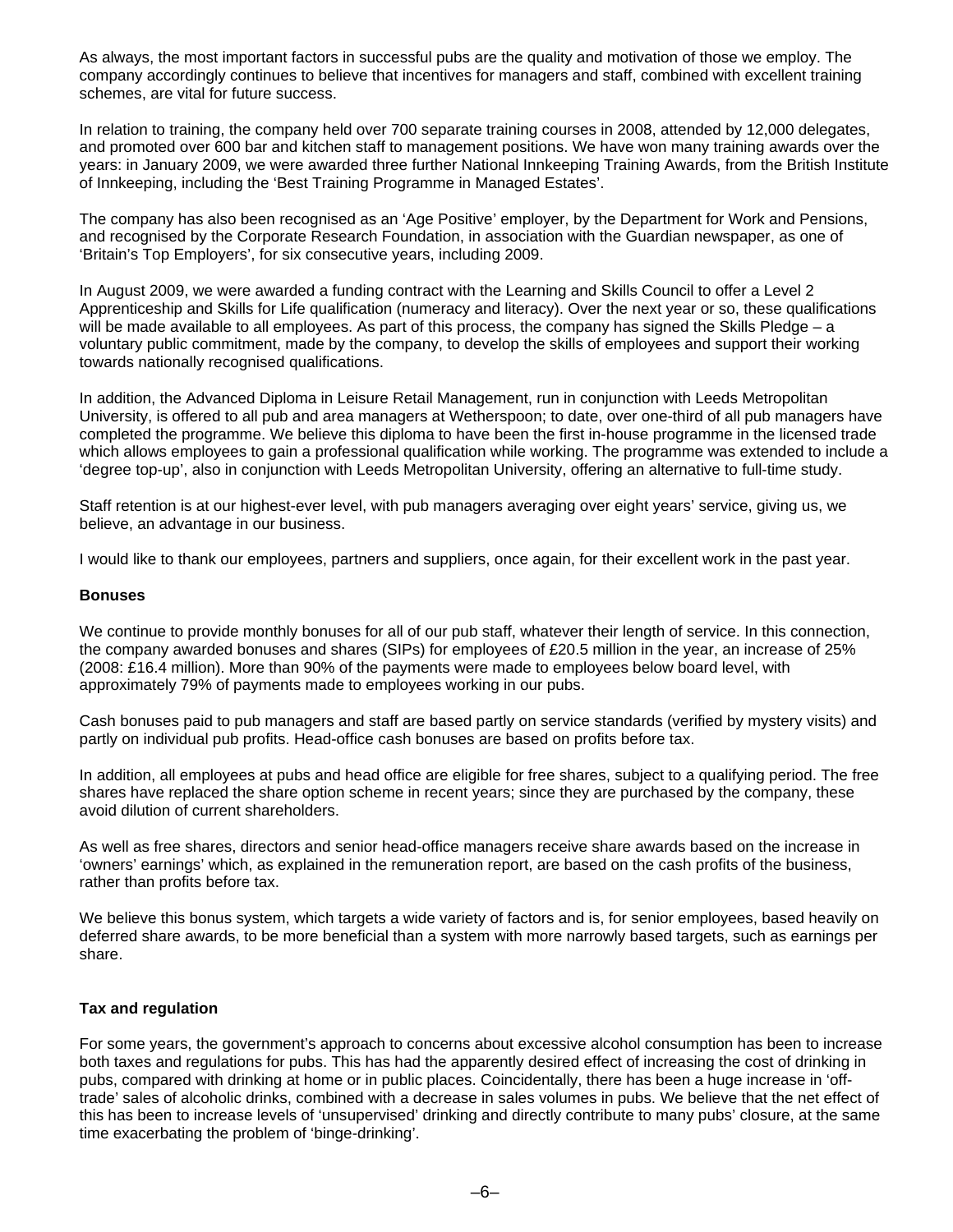As always, the most important factors in successful pubs are the quality and motivation of those we employ. The company accordingly continues to believe that incentives for managers and staff, combined with excellent training schemes, are vital for future success.

In relation to training, the company held over 700 separate training courses in 2008, attended by 12,000 delegates, and promoted over 600 bar and kitchen staff to management positions. We have won many training awards over the years: in January 2009, we were awarded three further National Innkeeping Training Awards, from the British Institute of Innkeeping, including the 'Best Training Programme in Managed Estates'.

The company has also been recognised as an 'Age Positive' employer, by the Department for Work and Pensions, and recognised by the Corporate Research Foundation, in association with the Guardian newspaper, as one of 'Britain's Top Employers', for six consecutive years, including 2009.

In August 2009, we were awarded a funding contract with the Learning and Skills Council to offer a Level 2 Apprenticeship and Skills for Life qualification (numeracy and literacy). Over the next year or so, these qualifications will be made available to all employees. As part of this process, the company has signed the Skills Pledge – a voluntary public commitment, made by the company, to develop the skills of employees and support their working towards nationally recognised qualifications.

In addition, the Advanced Diploma in Leisure Retail Management, run in conjunction with Leeds Metropolitan University, is offered to all pub and area managers at Wetherspoon; to date, over one-third of all pub managers have completed the programme. We believe this diploma to have been the first in-house programme in the licensed trade which allows employees to gain a professional qualification while working. The programme was extended to include a 'degree top-up', also in conjunction with Leeds Metropolitan University, offering an alternative to full-time study.

Staff retention is at our highest-ever level, with pub managers averaging over eight years' service, giving us, we believe, an advantage in our business.

I would like to thank our employees, partners and suppliers, once again, for their excellent work in the past year.

**Bonuses**

We continue to provide monthly bonuses for all of our pub staff, whatever their length of service. In this connection, the company awarded bonuses and shares (SIPs) for employees of £20.5 million in the year, an increase of 25% (2008: £16.4 million). More than 90% of the payments were made to employees below board level, with approximately 79% of payments made to employees working in our pubs.

Cash bonuses paid to pub managers and staff are based partly on service standards (verified by mystery visits) and partly on individual pub profits. Head-office cash bonuses are based on profits before tax.

In addition, all employees at pubs and head office are eligible for free shares, subject to a qualifying period. The free shares have replaced the share option scheme in recent years; since they are purchased by the company, these avoid dilution of current shareholders.

As well as free shares, directors and senior head-office managers receive share awards based on the increase in 'owners' earnings' which, as explained in the remuneration report, are based on the cash profits of the business, rather than profits before tax.

We believe this bonus system, which targets a wide variety of factors and is, for senior employees, based heavily on deferred share awards, to be more beneficial than a system with more narrowly based targets, such as earnings per share.

**Tax and regulation**

For some years, the government's approach to concerns about excessive alcohol consumption has been to increase both taxes and regulations for pubs. This has had the apparently desired effect of increasing the cost of drinking in pubs, compared with drinking at home or in public places. Coincidentally, there has been a huge increase in 'off-trade' sales of alcoholic drinks, combined with a decrease in sales volumes in pubs. We believe that the net effect of this has been to increase levels of 'unsupervised' drinking and directly contribute to many pubs' closure, at the same time exacerbating the problem of 'binge-drinking'.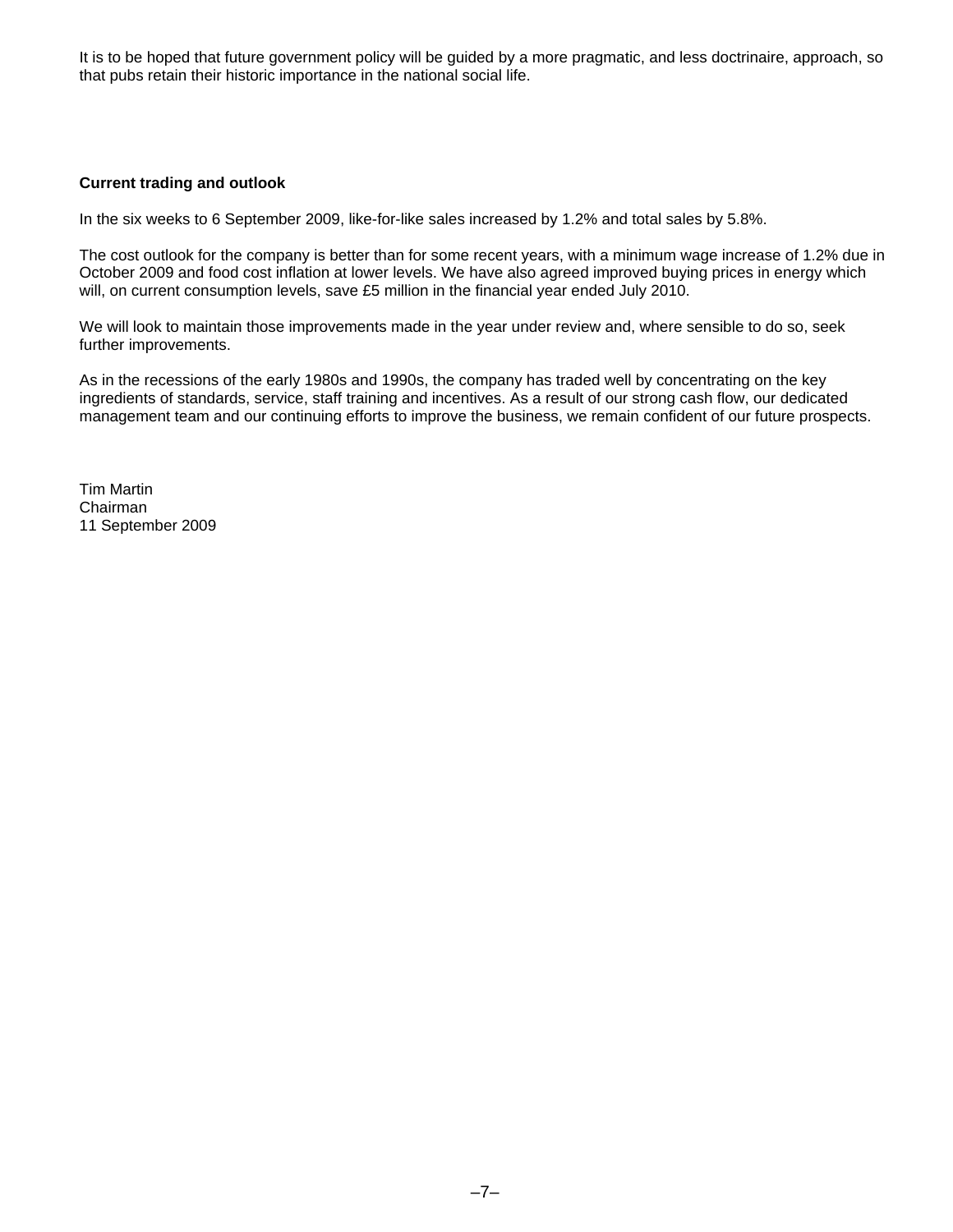It is to be hoped that future government policy will be guided by a more pragmatic, and less doctrinaire, approach, so that pubs retain their historic importance in the national social life.

**Current trading and outlook**

In the six weeks to 6 September 2009, like-for-like sales increased by 1.2% and total sales by 5.8%.

The cost outlook for the company is better than for some recent years, with a minimum wage increase of 1.2% due in October 2009 and food cost inflation at lower levels. We have also agreed improved buying prices in energy which will, on current consumption levels, save £5 million in the financial year ended July 2010.

We will look to maintain those improvements made in the year under review and, where sensible to do so, seek further improvements.

As in the recessions of the early 1980s and 1990s, the company has traded well by concentrating on the key ingredients of standards, service, staff training and incentives. As a result of our strong cash flow, our dedicated management team and our continuing efforts to improve the business, we remain confident of our future prospects.

Tim Martin
Chairman
11 September 2009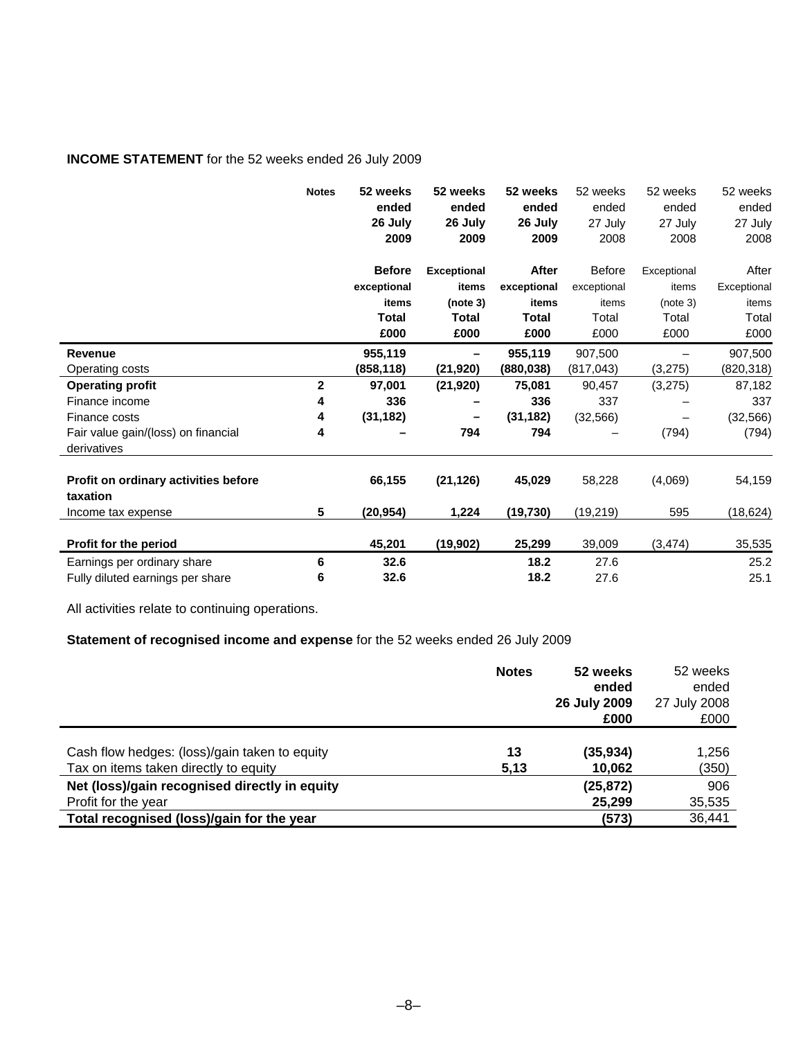**INCOME STATEMENT** for the 52 weeks ended 26 July 2009

| | Notes | 52 weeks ended 26 July 2009 | 52 weeks ended 26 July 2009 | 52 weeks ended 26 July 2009 | 52 weeks ended 27 July 2008 | 52 weeks ended 27 July 2008 | 52 weeks ended 27 July 2008 |
|---|---|---|---|---|---|---|---|
| | | **Before exceptional items Total £000** | **Exceptional items (note 3) Total £000** | **After exceptional items Total £000** | Before exceptional items Total £000 | Exceptional items (note 3) Total £000 | After Exceptional items Total £000 |
| **Revenue** | | **955,119** | **–** | **955,119** | 907,500 | – | 907,500 |
| Operating costs | | **(858,118)** | **(21,920)** | **(880,038)** | (817,043) | (3,275) | (820,318) |
| **Operating profit** | **2** | **97,001** | **(21,920)** | **75,081** | 90,457 | (3,275) | 87,182 |
| Finance income | **4** | **336** | **–** | **336** | 337 | – | 337 |
| Finance costs | **4** | **(31,182)** | **–** | **(31,182)** | (32,566) | – | (32,566) |
| Fair value gain/(loss) on financial derivatives | **4** | **–** | **794** | **794** | – | (794) | (794) |
| **Profit on ordinary activities before taxation** | | **66,155** | **(21,126)** | **45,029** | 58,228 | (4,069) | 54,159 |
| Income tax expense | **5** | **(20,954)** | **1,224** | **(19,730)** | (19,219) | 595 | (18,624) |
| **Profit for the period** | | **45,201** | **(19,902)** | **25,299** | 39,009 | (3,474) | 35,535 |
| Earnings per ordinary share | **6** | **32.6** | | **18.2** | 27.6 | | 25.2 |
| Fully diluted earnings per share | **6** | **32.6** | | **18.2** | 27.6 | | 25.1 |

All activities relate to continuing operations.

**Statement of recognised income and expense** for the 52 weeks ended 26 July 2009

| | Notes | **52 weeks ended 26 July 2009 £000** | 52 weeks ended 27 July 2008 £000 |
|---|---|---|---|
| Cash flow hedges: (loss)/gain taken to equity | **13** | **(35,934)** | 1,256 |
| Tax on items taken directly to equity | **5,13** | **10,062** | (350) |
| **Net (loss)/gain recognised directly in equity** | | **(25,872)** | 906 |
| Profit for the year | | **25,299** | 35,535 |
| **Total recognised (loss)/gain for the year** | | **(573)** | 36,441 |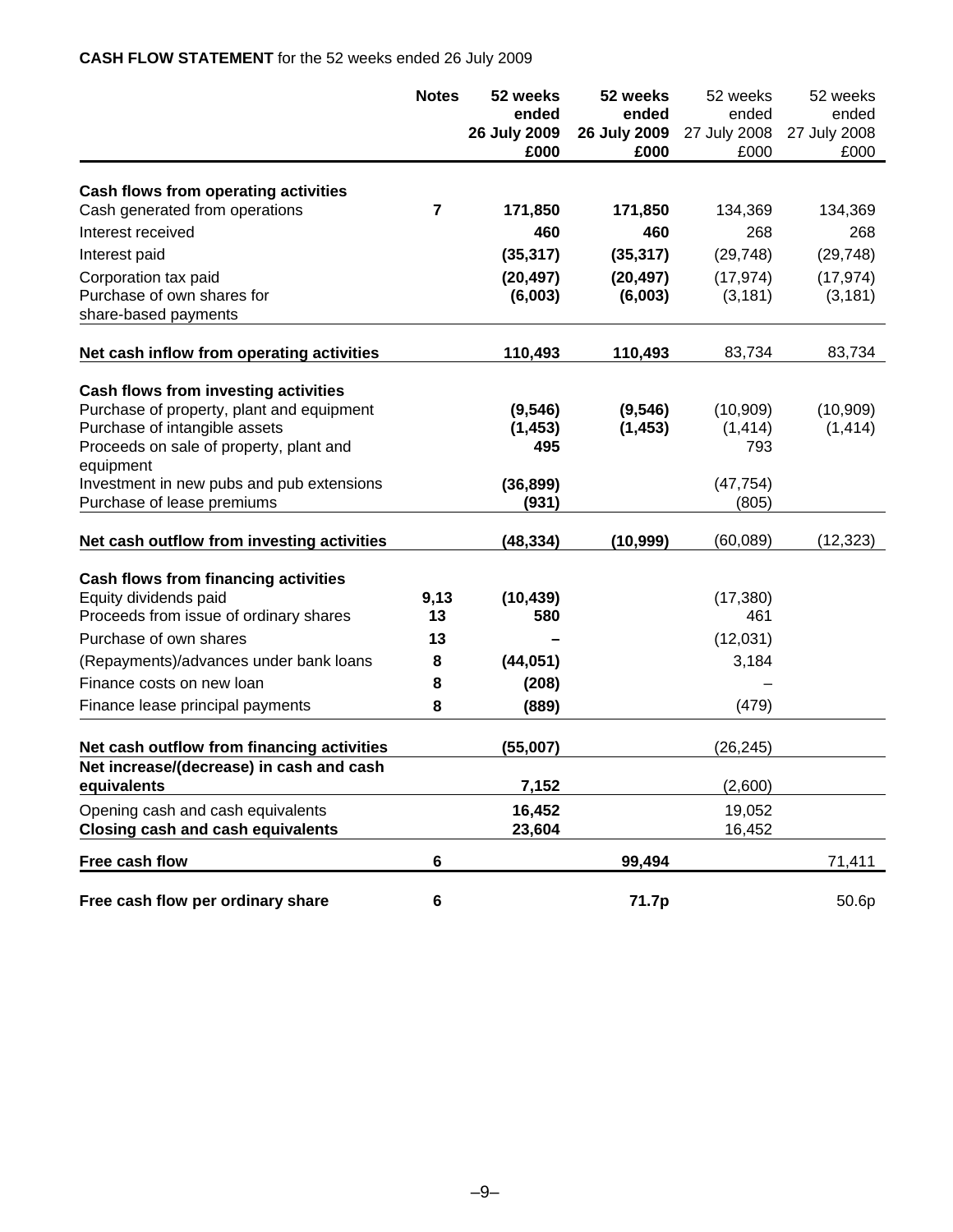**CASH FLOW STATEMENT** for the 52 weeks ended 26 July 2009

| | Notes | 52 weeks ended 26 July 2009 £000 | 52 weeks ended 26 July 2009 £000 | 52 weeks ended 27 July 2008 £000 | 52 weeks ended 27 July 2008 £000 |
|---|---|---|---|---|---|
| **Cash flows from operating activities** | | | | | |
| Cash generated from operations | **7** | **171,850** | **171,850** | 134,369 | 134,369 |
| Interest received | | **460** | **460** | 268 | 268 |
| Interest paid | | **(35,317)** | **(35,317)** | (29,748) | (29,748) |
| Corporation tax paid | | **(20,497)** | **(20,497)** | (17,974) | (17,974) |
| Purchase of own shares for share-based payments | | **(6,003)** | **(6,003)** | (3,181) | (3,181) |
| **Net cash inflow from operating activities** | | **110,493** | **110,493** | 83,734 | 83,734 |
| **Cash flows from investing activities** | | | | | |
| Purchase of property, plant and equipment | | **(9,546)** | **(9,546)** | (10,909) | (10,909) |
| Purchase of intangible assets | | **(1,453)** | **(1,453)** | (1,414) | (1,414) |
| Proceeds on sale of property, plant and equipment | | **495** | | 793 | |
| Investment in new pubs and pub extensions | | **(36,899)** | | (47,754) | |
| Purchase of lease premiums | | **(931)** | | (805) | |
| **Net cash outflow from investing activities** | | **(48,334)** | **(10,999)** | (60,089) | (12,323) |
| **Cash flows from financing activities** | | | | | |
| Equity dividends paid | **9,13** | **(10,439)** | | (17,380) | |
| Proceeds from issue of ordinary shares | **13** | **580** | | 461 | |
| Purchase of own shares | **13** | **–** | | (12,031) | |
| (Repayments)/advances under bank loans | **8** | **(44,051)** | | 3,184 | |
| Finance costs on new loan | **8** | **(208)** | | – | |
| Finance lease principal payments | **8** | **(889)** | | (479) | |
| **Net cash outflow from financing activities** | | **(55,007)** | | (26,245) | |
| **Net increase/(decrease) in cash and cash equivalents** | | **7,152** | | (2,600) | |
| Opening cash and cash equivalents | | **16,452** | | 19,052 | |
| **Closing cash and cash equivalents** | | **23,604** | | 16,452 | |
| **Free cash flow** | **6** | | **99,494** | | 71,411 |
| **Free cash flow per ordinary share** | **6** | | **71.7p** | | 50.6p |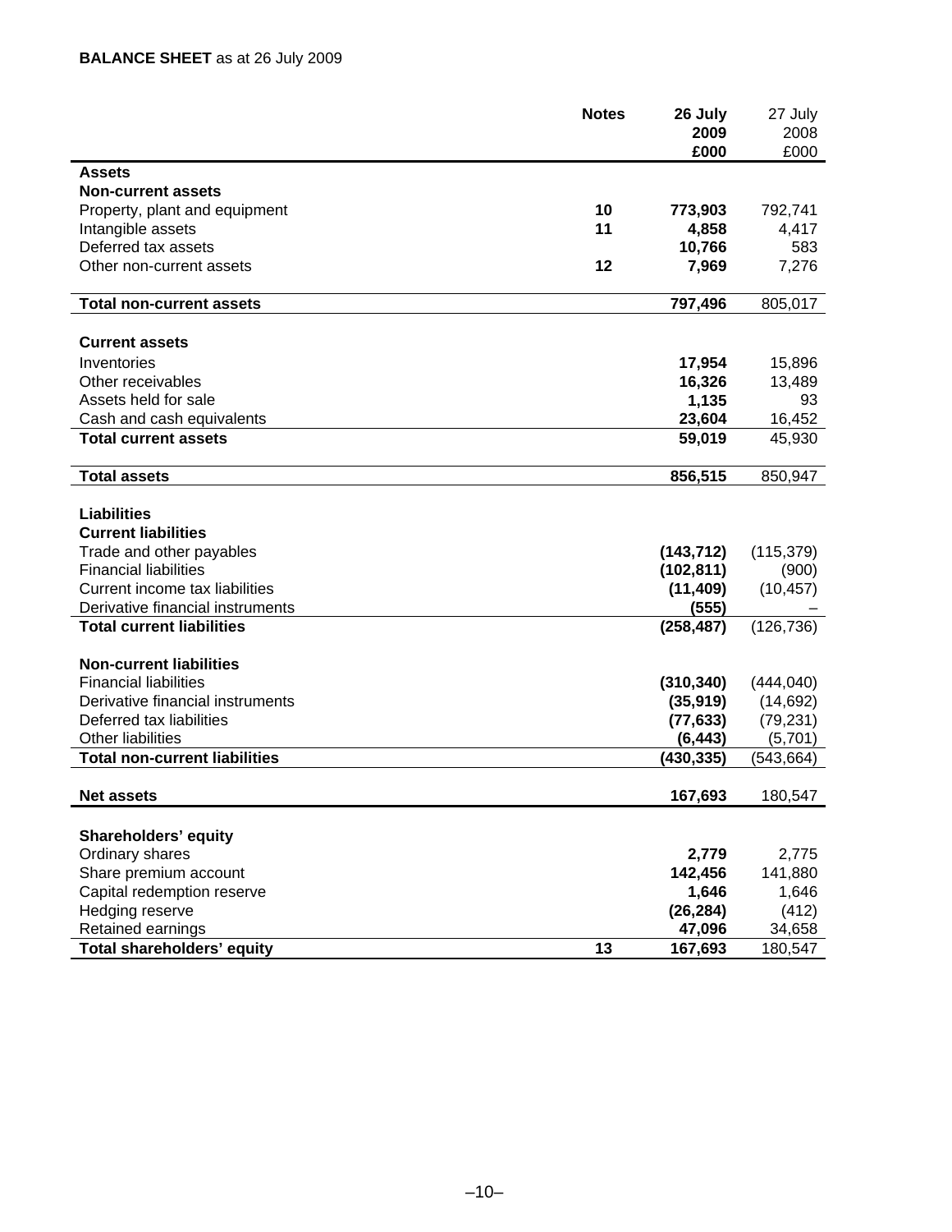**BALANCE SHEET** as at 26 July 2009

| | Notes | 26 July 2009 £000 | 27 July 2008 £000 |
|---|---|---|---|
| **Assets** | | | |
| **Non-current assets** | | | |
| Property, plant and equipment | 10 | **773,903** | 792,741 |
| Intangible assets | 11 | **4,858** | 4,417 |
| Deferred tax assets | | **10,766** | 583 |
| Other non-current assets | 12 | **7,969** | 7,276 |
| **Total non-current assets** | | **797,496** | 805,017 |
| **Current assets** | | | |
| Inventories | | **17,954** | 15,896 |
| Other receivables | | **16,326** | 13,489 |
| Assets held for sale | | **1,135** | 93 |
| Cash and cash equivalents | | **23,604** | 16,452 |
| **Total current assets** | | **59,019** | 45,930 |
| **Total assets** | | **856,515** | 850,947 |
| **Liabilities** | | | |
| **Current liabilities** | | | |
| Trade and other payables | | **(143,712)** | (115,379) |
| Financial liabilities | | **(102,811)** | (900) |
| Current income tax liabilities | | **(11,409)** | (10,457) |
| Derivative financial instruments | | **(555)** | – |
| **Total current liabilities** | | **(258,487)** | (126,736) |
| **Non-current liabilities** | | | |
| Financial liabilities | | **(310,340)** | (444,040) |
| Derivative financial instruments | | **(35,919)** | (14,692) |
| Deferred tax liabilities | | **(77,633)** | (79,231) |
| Other liabilities | | **(6,443)** | (5,701) |
| **Total non-current liabilities** | | **(430,335)** | (543,664) |
| **Net assets** | | **167,693** | 180,547 |
| **Shareholders' equity** | | | |
| Ordinary shares | | **2,779** | 2,775 |
| Share premium account | | **142,456** | 141,880 |
| Capital redemption reserve | | **1,646** | 1,646 |
| Hedging reserve | | **(26,284)** | (412) |
| Retained earnings | | **47,096** | 34,658 |
| **Total shareholders' equity** | 13 | **167,693** | 180,547 |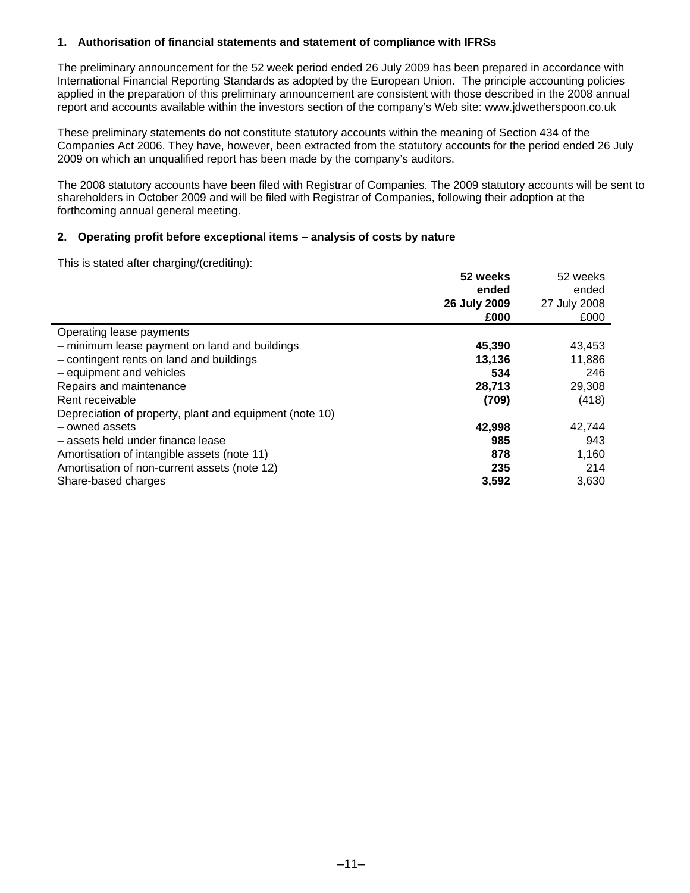**1. Authorisation of financial statements and statement of compliance with IFRSs**

The preliminary announcement for the 52 week period ended 26 July 2009 has been prepared in accordance with International Financial Reporting Standards as adopted by the European Union. The principle accounting policies applied in the preparation of this preliminary announcement are consistent with those described in the 2008 annual report and accounts available within the investors section of the company's Web site: www.jdwetherspoon.co.uk

These preliminary statements do not constitute statutory accounts within the meaning of Section 434 of the Companies Act 2006. They have, however, been extracted from the statutory accounts for the period ended 26 July 2009 on which an unqualified report has been made by the company's auditors.

The 2008 statutory accounts have been filed with Registrar of Companies. The 2009 statutory accounts will be sent to shareholders in October 2009 and will be filed with Registrar of Companies, following their adoption at the forthcoming annual general meeting.

**2. Operating profit before exceptional items – analysis of costs by nature**

This is stated after charging/(crediting):

| | **52 weeks ended 26 July 2009 £000** | 52 weeks ended 27 July 2008 £000 |
|---|---|---|
| Operating lease payments | | |
| – minimum lease payment on land and buildings | **45,390** | 43,453 |
| – contingent rents on land and buildings | **13,136** | 11,886 |
| – equipment and vehicles | **534** | 246 |
| Repairs and maintenance | **28,713** | 29,308 |
| Rent receivable | **(709)** | (418) |
| Depreciation of property, plant and equipment (note 10) | | |
| – owned assets | **42,998** | 42,744 |
| – assets held under finance lease | **985** | 943 |
| Amortisation of intangible assets (note 11) | **878** | 1,160 |
| Amortisation of non-current assets (note 12) | **235** | 214 |
| Share-based charges | **3,592** | 3,630 |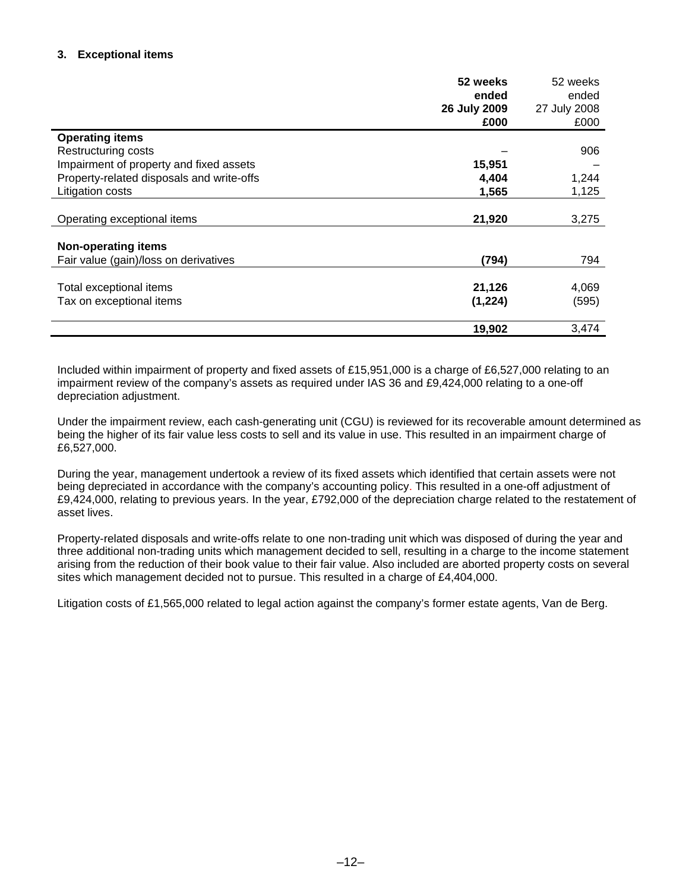### 3. Exceptional items

| | **52 weeks ended 26 July 2009 £000** | 52 weeks ended 27 July 2008 £000 |
|---|---|---|
| **Operating items** | | |
| Restructuring costs | – | 906 |
| Impairment of property and fixed assets | **15,951** | – |
| Property-related disposals and write-offs | **4,404** | 1,244 |
| Litigation costs | **1,565** | 1,125 |
| Operating exceptional items | **21,920** | 3,275 |
| **Non-operating items** | | |
| Fair value (gain)/loss on derivatives | **(794)** | 794 |
| Total exceptional items | **21,126** | 4,069 |
| Tax on exceptional items | **(1,224)** | (595) |
| | **19,902** | 3,474 |

Included within impairment of property and fixed assets of £15,951,000 is a charge of £6,527,000 relating to an impairment review of the company's assets as required under IAS 36 and £9,424,000 relating to a one-off depreciation adjustment.

Under the impairment review, each cash-generating unit (CGU) is reviewed for its recoverable amount determined as being the higher of its fair value less costs to sell and its value in use. This resulted in an impairment charge of £6,527,000.

During the year, management undertook a review of its fixed assets which identified that certain assets were not being depreciated in accordance with the company's accounting policy. This resulted in a one-off adjustment of £9,424,000, relating to previous years. In the year, £792,000 of the depreciation charge related to the restatement of asset lives.

Property-related disposals and write-offs relate to one non-trading unit which was disposed of during the year and three additional non-trading units which management decided to sell, resulting in a charge to the income statement arising from the reduction of their book value to their fair value. Also included are aborted property costs on several sites which management decided not to pursue. This resulted in a charge of £4,404,000.

Litigation costs of £1,565,000 related to legal action against the company's former estate agents, Van de Berg.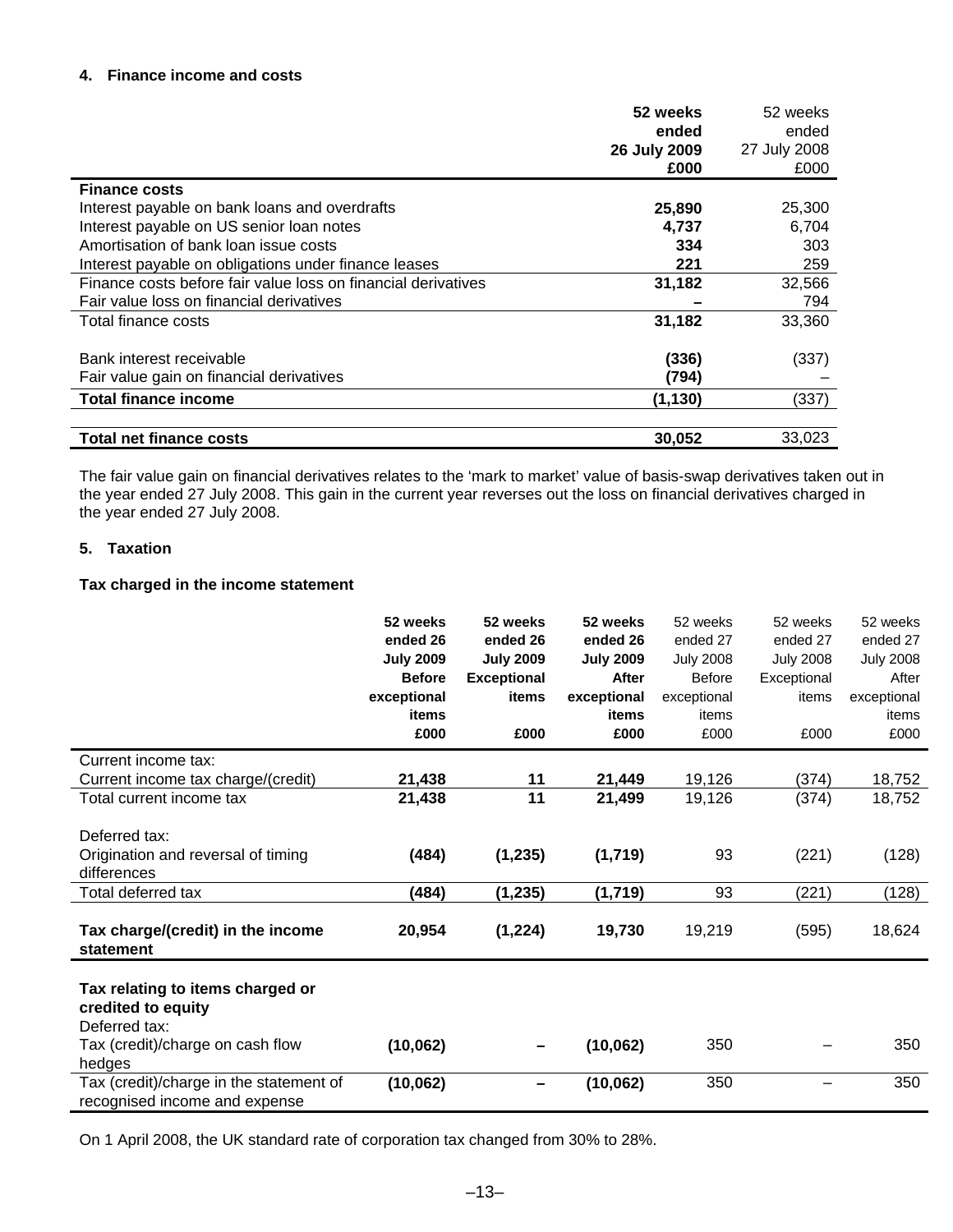### 4. Finance income and costs

| | **52 weeks ended 26 July 2009 £000** | 52 weeks ended 27 July 2008 £000 |
|---|---|---|
| **Finance costs** | | |
| Interest payable on bank loans and overdrafts | **25,890** | 25,300 |
| Interest payable on US senior loan notes | **4,737** | 6,704 |
| Amortisation of bank loan issue costs | **334** | 303 |
| Interest payable on obligations under finance leases | **221** | 259 |
| Finance costs before fair value loss on financial derivatives | **31,182** | 32,566 |
| Fair value loss on financial derivatives | **–** | 794 |
| Total finance costs | **31,182** | 33,360 |
| | | |
| Bank interest receivable | **(336)** | (337) |
| Fair value gain on financial derivatives | **(794)** | – |
| **Total finance income** | **(1,130)** | (337) |
| | | |
| **Total net finance costs** | **30,052** | 33,023 |

The fair value gain on financial derivatives relates to the 'mark to market' value of basis-swap derivatives taken out in the year ended 27 July 2008. This gain in the current year reverses out the loss on financial derivatives charged in the year ended 27 July 2008.

### 5. Taxation

**Tax charged in the income statement**

| | **52 weeks ended 26 July 2009 Before exceptional items £000** | **52 weeks ended 26 July 2009 Exceptional items £000** | **52 weeks ended 26 July 2009 After exceptional items £000** | 52 weeks ended 27 July 2008 Before exceptional items £000 | 52 weeks ended 27 July 2008 Exceptional items £000 | 52 weeks ended 27 July 2008 After exceptional items £000 |
|---|---|---|---|---|---|---|
| Current income tax: | | | | | | |
| Current income tax charge/(credit) | **21,438** | **11** | **21,449** | 19,126 | (374) | 18,752 |
| Total current income tax | **21,438** | **11** | **21,499** | 19,126 | (374) | 18,752 |
| | | | | | | |
| Deferred tax: | | | | | | |
| Origination and reversal of timing differences | **(484)** | **(1,235)** | **(1,719)** | 93 | (221) | (128) |
| Total deferred tax | **(484)** | **(1,235)** | **(1,719)** | 93 | (221) | (128) |
| | | | | | | |
| **Tax charge/(credit) in the income statement** | **20,954** | **(1,224)** | **19,730** | 19,219 | (595) | 18,624 |
| | | | | | | |
| **Tax relating to items charged or credited to equity** | | | | | | |
| Deferred tax: | | | | | | |
| Tax (credit)/charge on cash flow hedges | **(10,062)** | **–** | **(10,062)** | 350 | – | 350 |
| Tax (credit)/charge in the statement of recognised income and expense | **(10,062)** | **–** | **(10,062)** | 350 | – | 350 |

On 1 April 2008, the UK standard rate of corporation tax changed from 30% to 28%.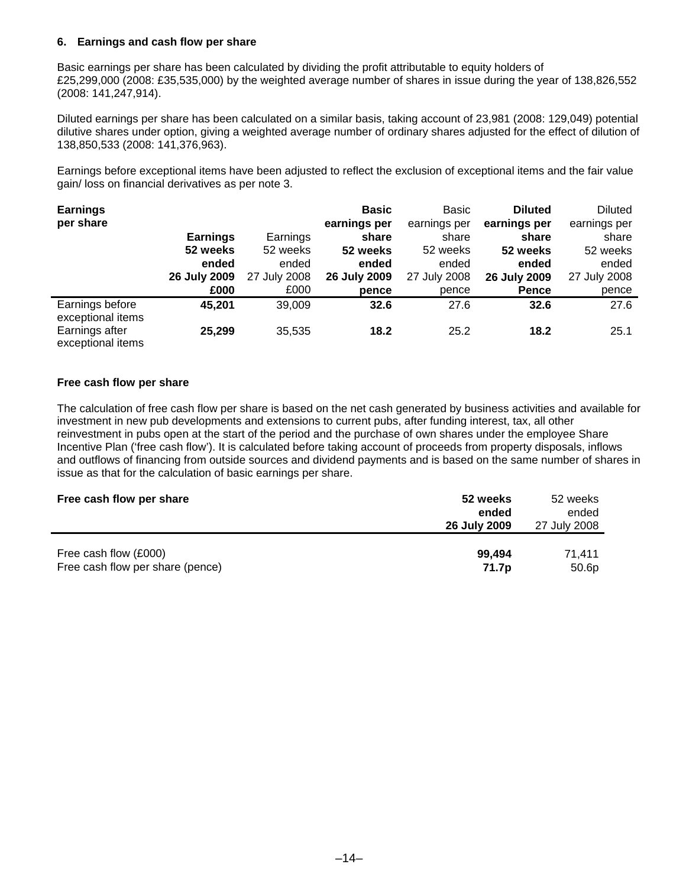### 6. Earnings and cash flow per share

Basic earnings per share has been calculated by dividing the profit attributable to equity holders of £25,299,000 (2008: £35,535,000) by the weighted average number of shares in issue during the year of 138,826,552 (2008: 141,247,914).

Diluted earnings per share has been calculated on a similar basis, taking account of 23,981 (2008: 129,049) potential dilutive shares under option, giving a weighted average number of ordinary shares adjusted for the effect of dilution of 138,850,533 (2008: 141,376,963).

Earnings before exceptional items have been adjusted to reflect the exclusion of exceptional items and the fair value gain/ loss on financial derivatives as per note 3.

| **Earnings per share** | **Earnings 52 weeks ended 26 July 2009 £000** | Earnings 52 weeks ended 27 July 2008 £000 | **Basic earnings per share 52 weeks ended 26 July 2009 pence** | Basic earnings per share 52 weeks ended 27 July 2008 pence | **Diluted earnings per share 52 weeks ended 26 July 2009 Pence** | Diluted earnings per share 52 weeks ended 27 July 2008 pence |
|---|---|---|---|---|---|---|
| Earnings before exceptional items | **45,201** | 39,009 | **32.6** | 27.6 | **32.6** | 27.6 |
| Earnings after exceptional items | **25,299** | 35,535 | **18.2** | 25.2 | **18.2** | 25.1 |

**Free cash flow per share**

The calculation of free cash flow per share is based on the net cash generated by business activities and available for investment in new pub developments and extensions to current pubs, after funding interest, tax, all other reinvestment in pubs open at the start of the period and the purchase of own shares under the employee Share Incentive Plan ('free cash flow'). It is calculated before taking account of proceeds from property disposals, inflows and outflows of financing from outside sources and dividend payments and is based on the same number of shares in issue as that for the calculation of basic earnings per share.

| **Free cash flow per share** | **52 weeks ended 26 July 2009** | 52 weeks ended 27 July 2008 |
|---|---|---|
| Free cash flow (£000) | **99,494** | 71,411 |
| Free cash flow per share (pence) | **71.7p** | 50.6p |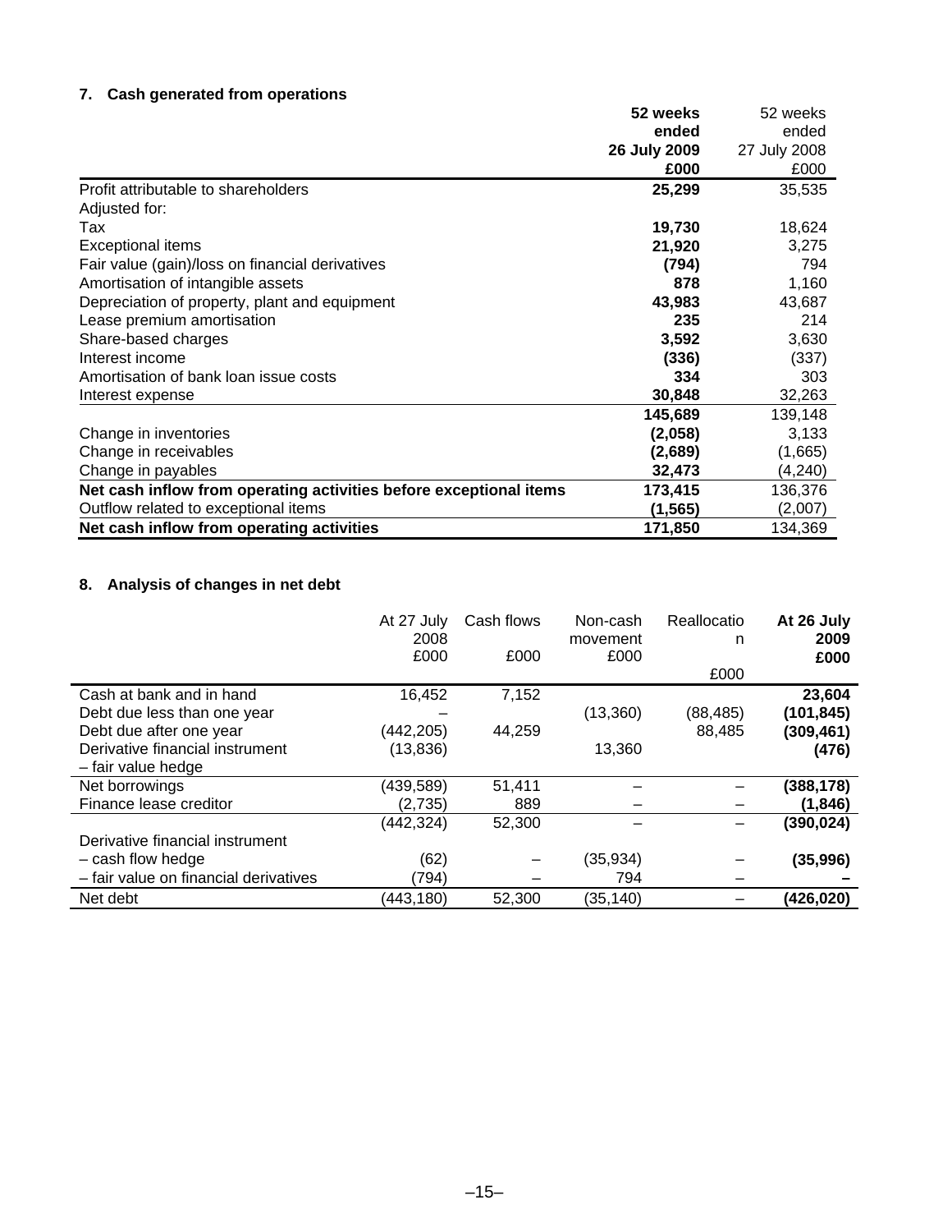## 7. Cash generated from operations

| | **52 weeks ended 26 July 2009 £000** | 52 weeks ended 27 July 2008 £000 |
|---|---|---|
| Profit attributable to shareholders | **25,299** | 35,535 |
| Adjusted for: | | |
| Tax | **19,730** | 18,624 |
| Exceptional items | **21,920** | 3,275 |
| Fair value (gain)/loss on financial derivatives | **(794)** | 794 |
| Amortisation of intangible assets | **878** | 1,160 |
| Depreciation of property, plant and equipment | **43,983** | 43,687 |
| Lease premium amortisation | **235** | 214 |
| Share-based charges | **3,592** | 3,630 |
| Interest income | **(336)** | (337) |
| Amortisation of bank loan issue costs | **334** | 303 |
| Interest expense | **30,848** | 32,263 |
| | **145,689** | 139,148 |
| Change in inventories | **(2,058)** | 3,133 |
| Change in receivables | **(2,689)** | (1,665) |
| Change in payables | **32,473** | (4,240) |
| **Net cash inflow from operating activities before exceptional items** | **173,415** | 136,376 |
| Outflow related to exceptional items | **(1,565)** | (2,007) |
| **Net cash inflow from operating activities** | **171,850** | 134,369 |

## 8. Analysis of changes in net debt

| | At 27 July 2008 £000 | Cash flows £000 | Non-cash movement £000 | Reallocation £000 | **At 26 July 2009 £000** |
|---|---|---|---|---|---|
| Cash at bank and in hand | 16,452 | 7,152 | | | **23,604** |
| Debt due less than one year | – | | (13,360) | (88,485) | **(101,845)** |
| Debt due after one year | (442,205) | 44,259 | | 88,485 | **(309,461)** |
| Derivative financial instrument – fair value hedge | (13,836) | | 13,360 | | **(476)** |
| Net borrowings | (439,589) | 51,411 | – | – | **(388,178)** |
| Finance lease creditor | (2,735) | 889 | – | – | **(1,846)** |
| | (442,324) | 52,300 | – | – | **(390,024)** |
| Derivative financial instrument | | | | | |
| – cash flow hedge | (62) | – | (35,934) | – | **(35,996)** |
| – fair value on financial derivatives | (794) | – | 794 | – | **–** |
| Net debt | (443,180) | 52,300 | (35,140) | – | **(426,020)** |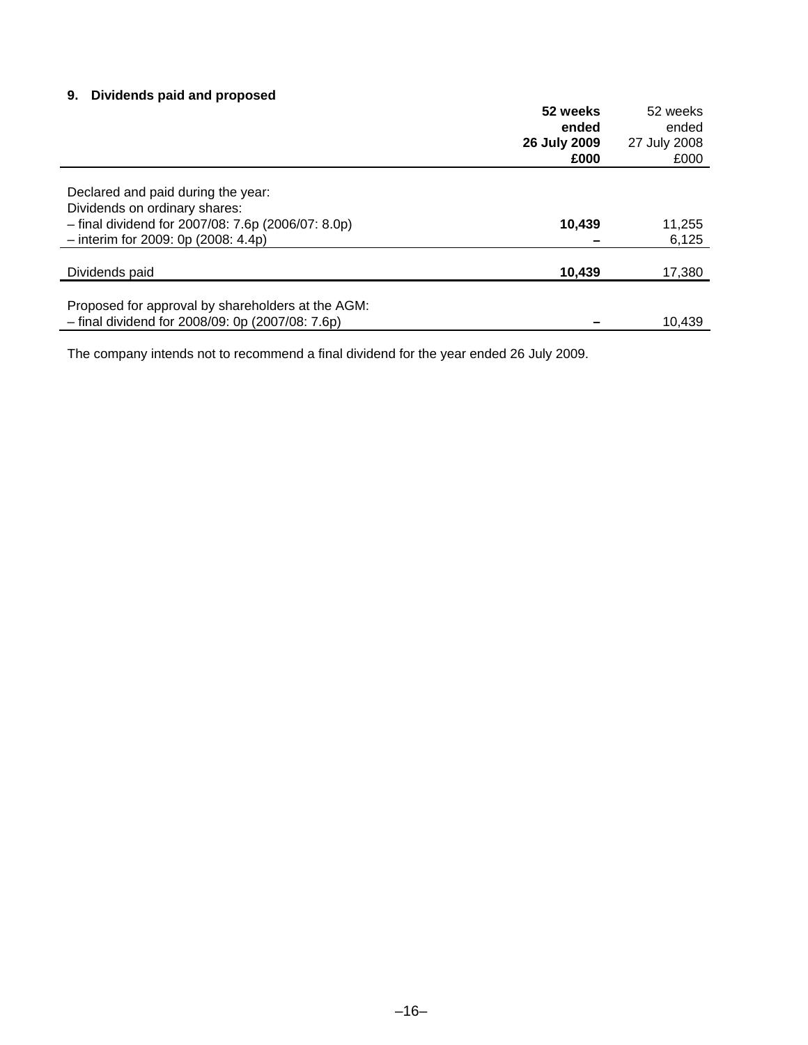### 9. Dividends paid and proposed

| | **52 weeks ended 26 July 2009 £000** | 52 weeks ended 27 July 2008 £000 |
|---|---|---|
| Declared and paid during the year: | | |
| Dividends on ordinary shares: | | |
| – final dividend for 2007/08: 7.6p (2006/07: 8.0p) | **10,439** | 11,255 |
| – interim for 2009: 0p (2008: 4.4p) | **–** | 6,125 |
| Dividends paid | **10,439** | 17,380 |
| Proposed for approval by shareholders at the AGM: | | |
| – final dividend for 2008/09: 0p (2007/08: 7.6p) | **–** | 10,439 |

The company intends not to recommend a final dividend for the year ended 26 July 2009.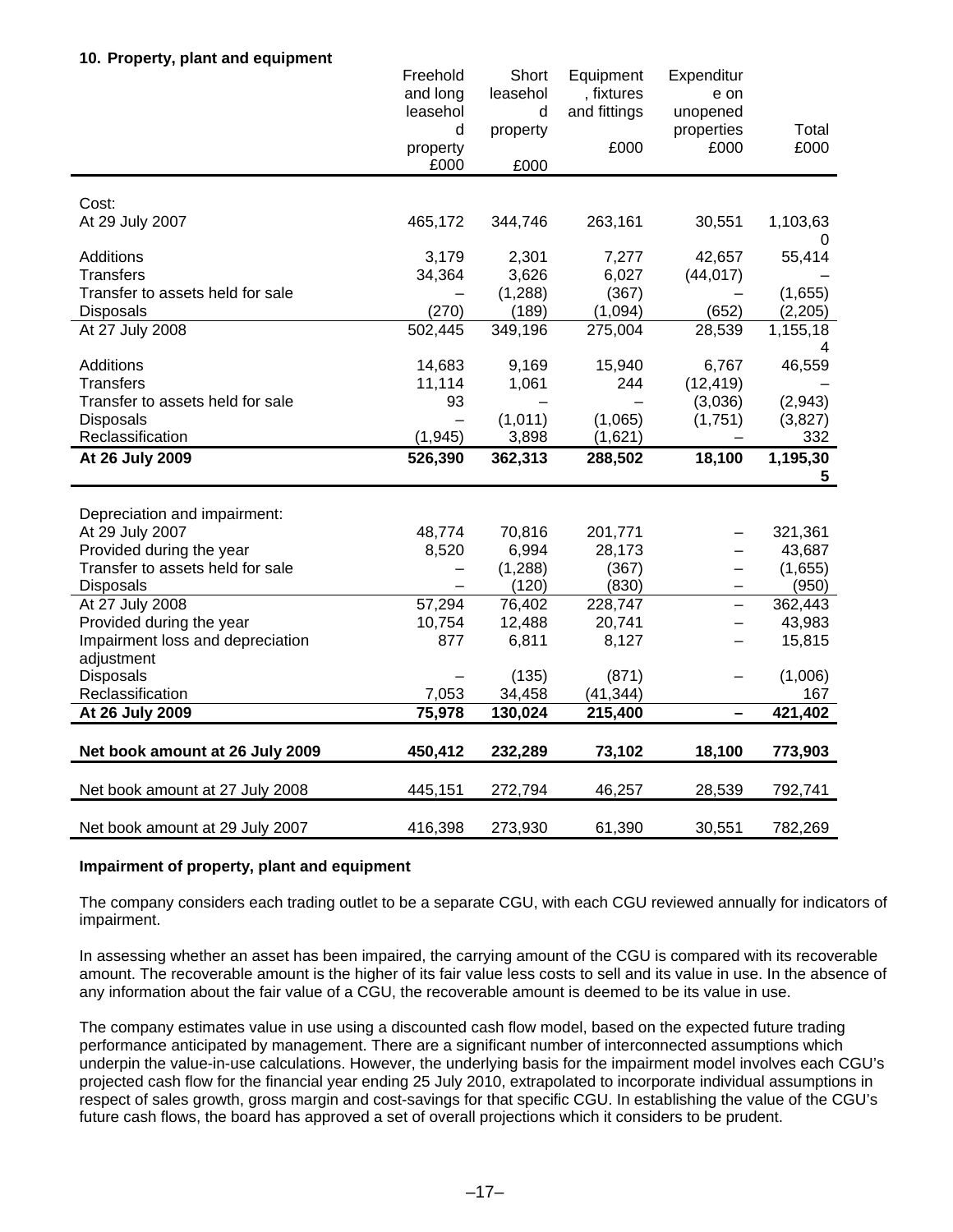### 10. Property, plant and equipment

| | Freehold and long leasehold property £000 | Short leasehold property £000 | Equipment, fixtures and fittings £000 | Expenditure on unopened properties £000 | Total £000 |
|---|---|---|---|---|---|
| Cost: | | | | | |
| At 29 July 2007 | 465,172 | 344,746 | 263,161 | 30,551 | 1,103,630 |
| Additions | 3,179 | 2,301 | 7,277 | 42,657 | 55,414 |
| Transfers | 34,364 | 3,626 | 6,027 | (44,017) | – |
| Transfer to assets held for sale | – | (1,288) | (367) | – | (1,655) |
| Disposals | (270) | (189) | (1,094) | (652) | (2,205) |
| At 27 July 2008 | 502,445 | 349,196 | 275,004 | 28,539 | 1,155,184 |
| Additions | 14,683 | 9,169 | 15,940 | 6,767 | 46,559 |
| Transfers | 11,114 | 1,061 | 244 | (12,419) | – |
| Transfer to assets held for sale | 93 | – | – | (3,036) | (2,943) |
| Disposals | – | (1,011) | (1,065) | (1,751) | (3,827) |
| Reclassification | (1,945) | 3,898 | (1,621) | – | 332 |
| **At 26 July 2009** | **526,390** | **362,313** | **288,502** | **18,100** | **1,195,305** |
| Depreciation and impairment: | | | | | |
| At 29 July 2007 | 48,774 | 70,816 | 201,771 | – | 321,361 |
| Provided during the year | 8,520 | 6,994 | 28,173 | – | 43,687 |
| Transfer to assets held for sale | – | (1,288) | (367) | – | (1,655) |
| Disposals | – | (120) | (830) | – | (950) |
| At 27 July 2008 | 57,294 | 76,402 | 228,747 | – | 362,443 |
| Provided during the year | 10,754 | 12,488 | 20,741 | – | 43,983 |
| Impairment loss and depreciation adjustment | 877 | 6,811 | 8,127 | – | 15,815 |
| Disposals | – | (135) | (871) | – | (1,006) |
| Reclassification | 7,053 | 34,458 | (41,344) | | 167 |
| **At 26 July 2009** | **75,978** | **130,024** | **215,400** | **–** | **421,402** |
| **Net book amount at 26 July 2009** | **450,412** | **232,289** | **73,102** | **18,100** | **773,903** |
| Net book amount at 27 July 2008 | 445,151 | 272,794 | 46,257 | 28,539 | 792,741 |
| Net book amount at 29 July 2007 | 416,398 | 273,930 | 61,390 | 30,551 | 782,269 |

**Impairment of property, plant and equipment**

The company considers each trading outlet to be a separate CGU, with each CGU reviewed annually for indicators of impairment.

In assessing whether an asset has been impaired, the carrying amount of the CGU is compared with its recoverable amount. The recoverable amount is the higher of its fair value less costs to sell and its value in use. In the absence of any information about the fair value of a CGU, the recoverable amount is deemed to be its value in use.

The company estimates value in use using a discounted cash flow model, based on the expected future trading performance anticipated by management. There are a significant number of interconnected assumptions which underpin the value-in-use calculations. However, the underlying basis for the impairment model involves each CGU's projected cash flow for the financial year ending 25 July 2010, extrapolated to incorporate individual assumptions in respect of sales growth, gross margin and cost-savings for that specific CGU. In establishing the value of the CGU's future cash flows, the board has approved a set of overall projections which it considers to be prudent.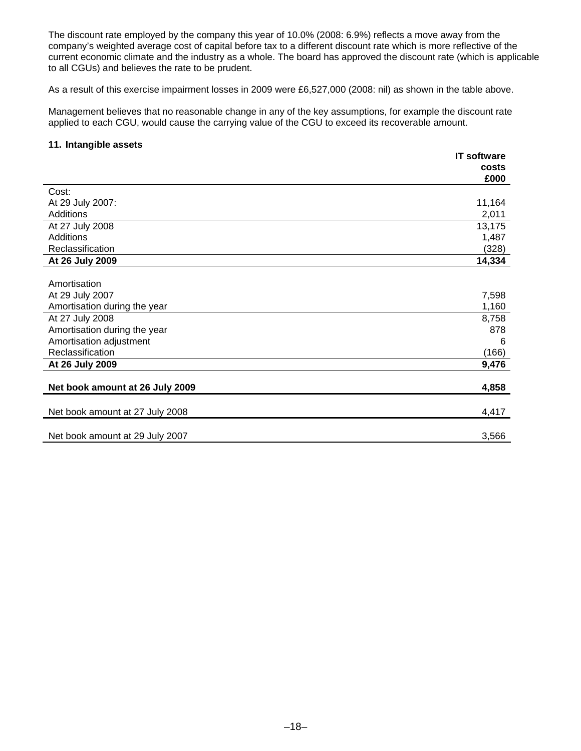The discount rate employed by the company this year of 10.0% (2008: 6.9%) reflects a move away from the company's weighted average cost of capital before tax to a different discount rate which is more reflective of the current economic climate and the industry as a whole. The board has approved the discount rate (which is applicable to all CGUs) and believes the rate to be prudent.

As a result of this exercise impairment losses in 2009 were £6,527,000 (2008: nil) as shown in the table above.

Management believes that no reasonable change in any of the key assumptions, for example the discount rate applied to each CGU, would cause the carrying value of the CGU to exceed its recoverable amount.

### 11. Intangible assets

| | **IT software costs £000** |
|---|---|
| Cost: | |
| At 29 July 2007: | 11,164 |
| Additions | 2,011 |
| At 27 July 2008 | 13,175 |
| Additions | 1,487 |
| Reclassification | (328) |
| **At 26 July 2009** | **14,334** |
| | |
| Amortisation | |
| At 29 July 2007 | 7,598 |
| Amortisation during the year | 1,160 |
| At 27 July 2008 | 8,758 |
| Amortisation during the year | 878 |
| Amortisation adjustment | 6 |
| Reclassification | (166) |
| **At 26 July 2009** | **9,476** |
| | |
| **Net book amount at 26 July 2009** | **4,858** |
| | |
| Net book amount at 27 July 2008 | 4,417 |
| | |
| Net book amount at 29 July 2007 | 3,566 |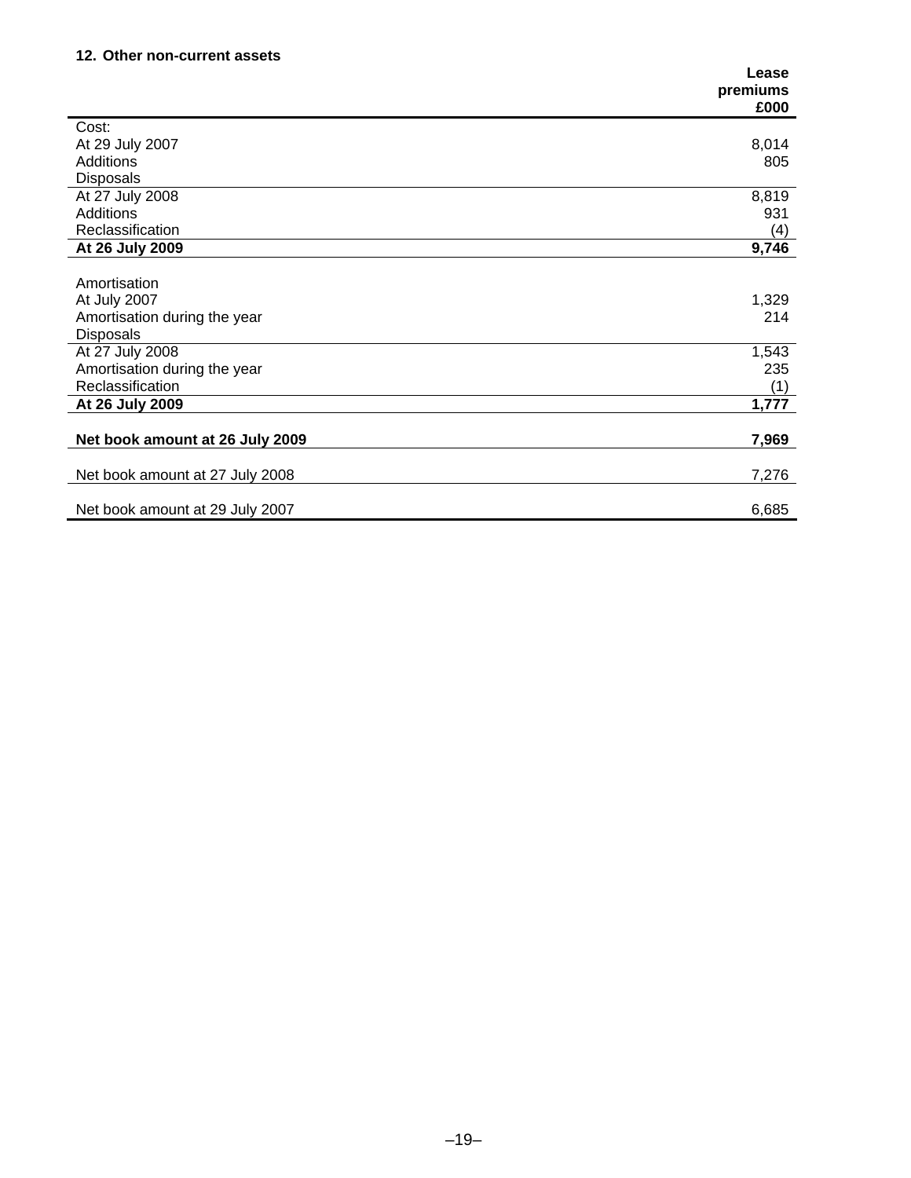**12. Other non-current assets**

| | Lease premiums £000 |
|---|---|
| Cost: | |
| At 29 July 2007 | 8,014 |
| Additions | 805 |
| Disposals | |
| At 27 July 2008 | 8,819 |
| Additions | 931 |
| Reclassification | (4) |
| **At 26 July 2009** | **9,746** |
| | |
| Amortisation | |
| At July 2007 | 1,329 |
| Amortisation during the year | 214 |
| Disposals | |
| At 27 July 2008 | 1,543 |
| Amortisation during the year | 235 |
| Reclassification | (1) |
| **At 26 July 2009** | **1,777** |
| | |
| **Net book amount at 26 July 2009** | **7,969** |
| | |
| Net book amount at 27 July 2008 | 7,276 |
| | |
| Net book amount at 29 July 2007 | 6,685 |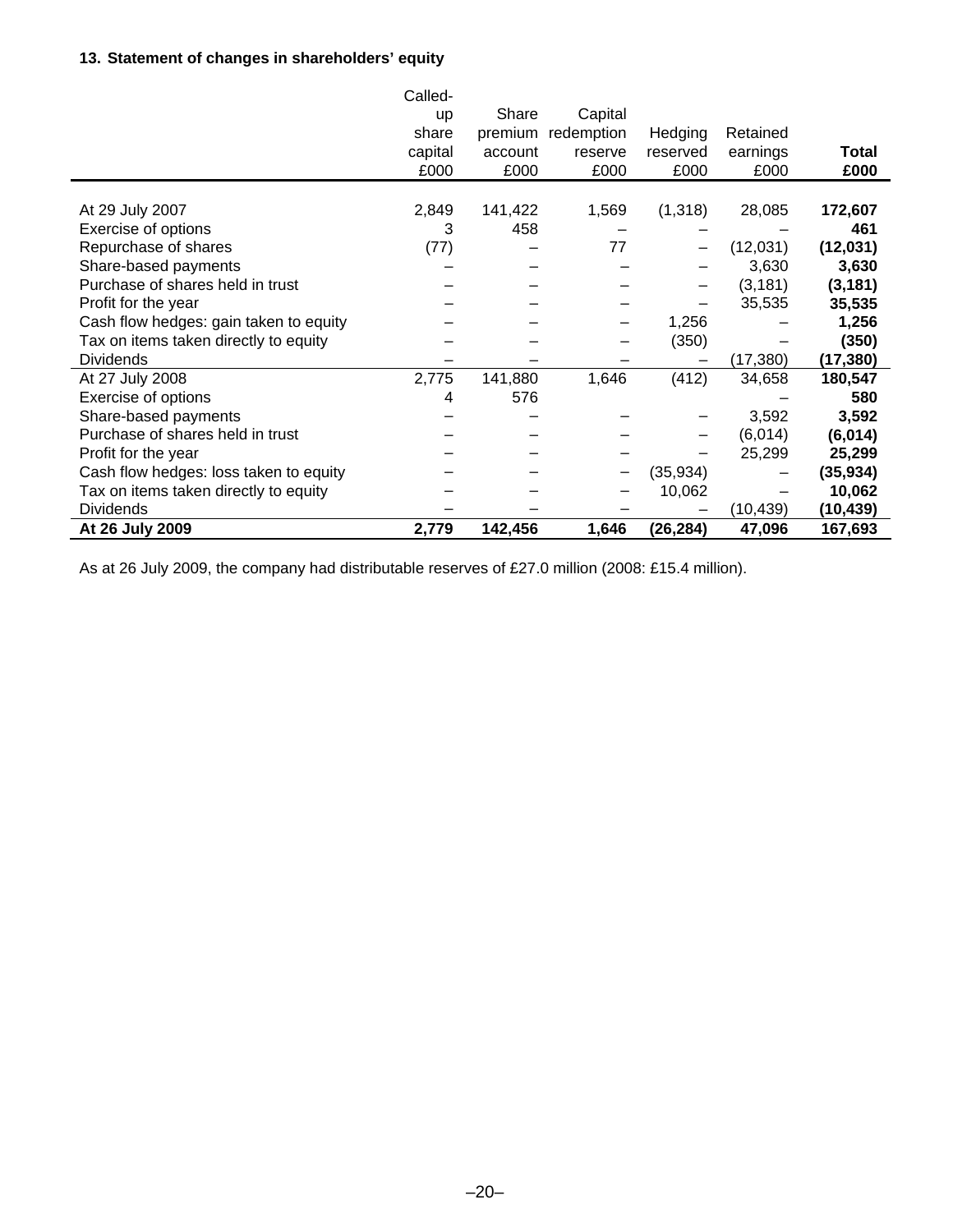### 13. Statement of changes in shareholders' equity

| | Called-up share capital £000 | Share premium account £000 | Capital redemption reserve £000 | Hedging reserved £000 | Retained earnings £000 | **Total £000** |
|---|---|---|---|---|---|---|
| At 29 July 2007 | 2,849 | 141,422 | 1,569 | (1,318) | 28,085 | **172,607** |
| Exercise of options | 3 | 458 | – | – | – | **461** |
| Repurchase of shares | (77) | – | 77 | – | (12,031) | **(12,031)** |
| Share-based payments | – | – | – | – | 3,630 | **3,630** |
| Purchase of shares held in trust | – | – | – | – | (3,181) | **(3,181)** |
| Profit for the year | – | – | – | – | 35,535 | **35,535** |
| Cash flow hedges: gain taken to equity | – | – | – | 1,256 | – | **1,256** |
| Tax on items taken directly to equity | – | – | – | (350) | – | **(350)** |
| Dividends | – | – | – | – | (17,380) | **(17,380)** |
| At 27 July 2008 | 2,775 | 141,880 | 1,646 | (412) | 34,658 | **180,547** |
| Exercise of options | 4 | 576 | | | – | **580** |
| Share-based payments | – | – | – | – | 3,592 | **3,592** |
| Purchase of shares held in trust | – | – | – | – | (6,014) | **(6,014)** |
| Profit for the year | – | – | – | – | 25,299 | **25,299** |
| Cash flow hedges: loss taken to equity | – | – | – | (35,934) | – | **(35,934)** |
| Tax on items taken directly to equity | – | – | – | 10,062 | – | **10,062** |
| Dividends | – | – | – | – | (10,439) | **(10,439)** |
| **At 26 July 2009** | **2,779** | **142,456** | **1,646** | **(26,284)** | **47,096** | **167,693** |

As at 26 July 2009, the company had distributable reserves of £27.0 million (2008: £15.4 million).